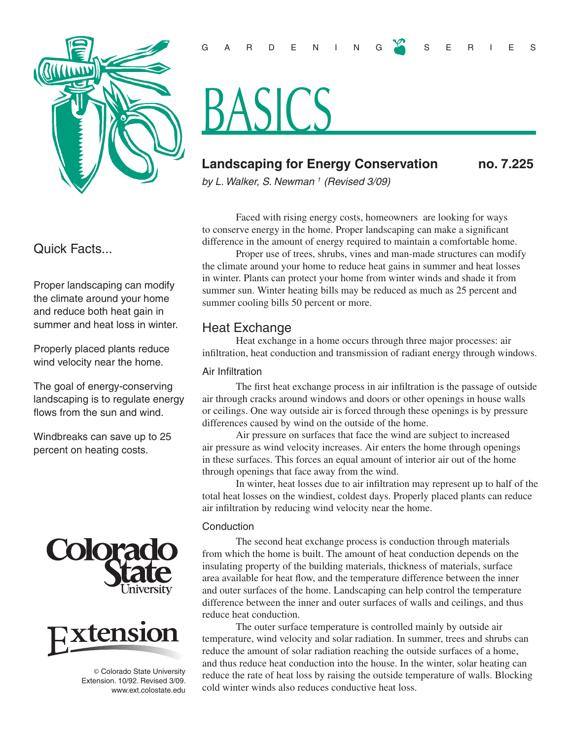GARDENING SERIES

# BASICS

## Landscaping for Energy Conservation no. 7.225

*by L. Walker, S. Newman [1] (Revised 3/09)*

### Quick Facts...

Proper landscaping can modify the climate around your home and reduce both heat gain in summer and heat loss in winter.

Properly placed plants reduce wind velocity near the home.

The goal of energy-conserving landscaping is to regulate energy flows from the sun and wind.

Windbreaks can save up to 25 percent on heating costs.

© Colorado State University Extension. 10/92. Revised 3/09. www.ext.colostate.edu

Faced with rising energy costs, homeowners are looking for ways to conserve energy in the home. Proper landscaping can make a significant difference in the amount of energy required to maintain a comfortable home.

Proper use of trees, shrubs, vines and man-made structures can modify the climate around your home to reduce heat gains in summer and heat losses in winter. Plants can protect your home from winter winds and shade it from summer sun. Winter heating bills may be reduced as much as 25 percent and summer cooling bills 50 percent or more.

## Heat Exchange

Heat exchange in a home occurs through three major processes: air infiltration, heat conduction and transmission of radiant energy through windows.

### Air Infiltration

The first heat exchange process in air infiltration is the passage of outside air through cracks around windows and doors or other openings in house walls or ceilings. One way outside air is forced through these openings is by pressure differences caused by wind on the outside of the home.

Air pressure on surfaces that face the wind are subject to increased air pressure as wind velocity increases. Air enters the home through openings in these surfaces. This forces an equal amount of interior air out of the home through openings that face away from the wind.

In winter, heat losses due to air infiltration may represent up to half of the total heat losses on the windiest, coldest days. Properly placed plants can reduce air infiltration by reducing wind velocity near the home.

### Conduction

The second heat exchange process is conduction through materials from which the home is built. The amount of heat conduction depends on the insulating property of the building materials, thickness of materials, surface area available for heat flow, and the temperature difference between the inner and outer surfaces of the home. Landscaping can help control the temperature difference between the inner and outer surfaces of walls and ceilings, and thus reduce heat conduction.

The outer surface temperature is controlled mainly by outside air temperature, wind velocity and solar radiation. In summer, trees and shrubs can reduce the amount of solar radiation reaching the outside surfaces of a home, and thus reduce heat conduction into the house. In the winter, solar heating can reduce the rate of heat loss by raising the outside temperature of walls. Blocking cold winter winds also reduces conductive heat loss.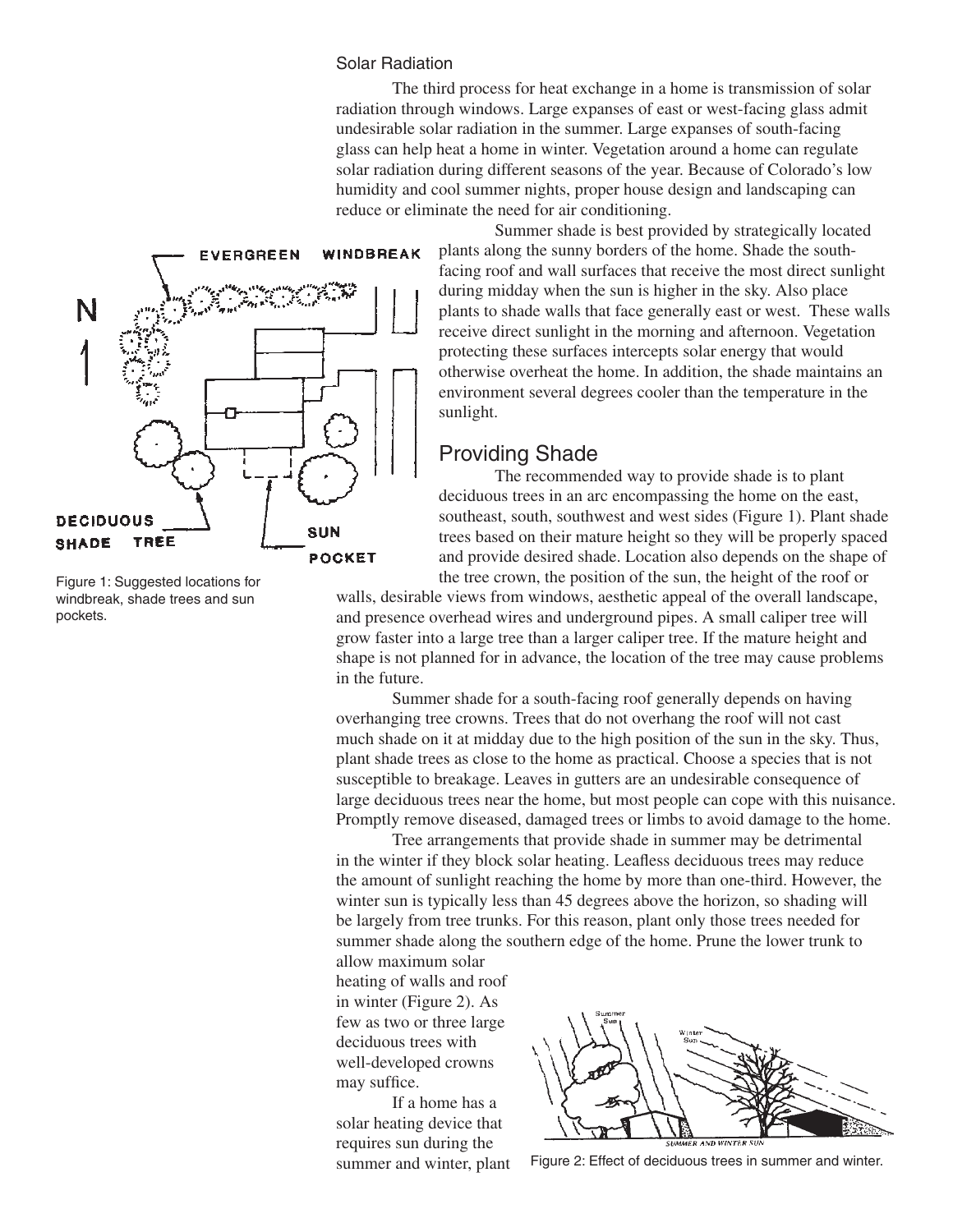### Solar Radiation

The third process for heat exchange in a home is transmission of solar radiation through windows. Large expanses of east or west-facing glass admit undesirable solar radiation in the summer. Large expanses of south-facing glass can help heat a home in winter. Vegetation around a home can regulate solar radiation during different seasons of the year. Because of Colorado's low humidity and cool summer nights, proper house design and landscaping can reduce or eliminate the need for air conditioning.

Summer shade is best provided by strategically located plants along the sunny borders of the home. Shade the south-facing roof and wall surfaces that receive the most direct sunlight during midday when the sun is higher in the sky. Also place plants to shade walls that face generally east or west. These walls receive direct sunlight in the morning and afternoon. Vegetation protecting these surfaces intercepts solar energy that would otherwise overheat the home. In addition, the shade maintains an environment several degrees cooler than the temperature in the sunlight.

Figure 1: Suggested locations for windbreak, shade trees and sun pockets.

## Providing Shade

The recommended way to provide shade is to plant deciduous trees in an arc encompassing the home on the east, southeast, south, southwest and west sides (Figure 1). Plant shade trees based on their mature height so they will be properly spaced and provide desired shade. Location also depends on the shape of the tree crown, the position of the sun, the height of the roof or walls, desirable views from windows, aesthetic appeal of the overall landscape, and presence overhead wires and underground pipes. A small caliper tree will grow faster into a large tree than a larger caliper tree. If the mature height and shape is not planned for in advance, the location of the tree may cause problems in the future.

Summer shade for a south-facing roof generally depends on having overhanging tree crowns. Trees that do not overhang the roof will not cast much shade on it at midday due to the high position of the sun in the sky. Thus, plant shade trees as close to the home as practical. Choose a species that is not susceptible to breakage. Leaves in gutters are an undesirable consequence of large deciduous trees near the home, but most people can cope with this nuisance. Promptly remove diseased, damaged trees or limbs to avoid damage to the home.

Tree arrangements that provide shade in summer may be detrimental in the winter if they block solar heating. Leafless deciduous trees may reduce the amount of sunlight reaching the home by more than one-third. However, the winter sun is typically less than 45 degrees above the horizon, so shading will be largely from tree trunks. For this reason, plant only those trees needed for summer shade along the southern edge of the home. Prune the lower trunk to allow maximum solar heating of walls and roof in winter (Figure 2). As few as two or three large deciduous trees with well-developed crowns may suffice.

Figure 2: Effect of deciduous trees in summer and winter.

If a home has a solar heating device that requires sun during the summer and winter, plant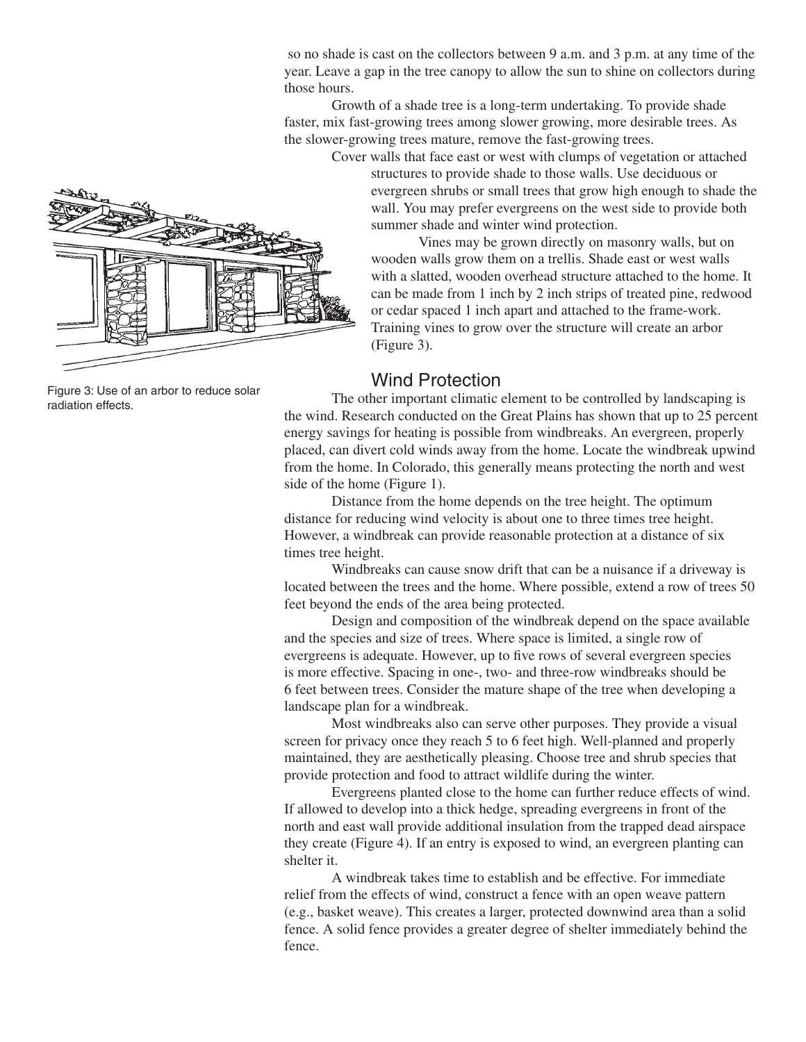so no shade is cast on the collectors between 9 a.m. and 3 p.m. at any time of the year. Leave a gap in the tree canopy to allow the sun to shine on collectors during those hours.

Growth of a shade tree is a long-term undertaking. To provide shade faster, mix fast-growing trees among slower growing, more desirable trees. As the slower-growing trees mature, remove the fast-growing trees.

Cover walls that face east or west with clumps of vegetation or attached structures to provide shade to those walls. Use deciduous or evergreen shrubs or small trees that grow high enough to shade the wall. You may prefer evergreens on the west side to provide both summer shade and winter wind protection.

Vines may be grown directly on masonry walls, but on wooden walls grow them on a trellis. Shade east or west walls with a slatted, wooden overhead structure attached to the home. It can be made from 1 inch by 2 inch strips of treated pine, redwood or cedar spaced 1 inch apart and attached to the frame-work. Training vines to grow over the structure will create an arbor (Figure 3).

Figure 3: Use of an arbor to reduce solar radiation effects.

## Wind Protection

The other important climatic element to be controlled by landscaping is the wind. Research conducted on the Great Plains has shown that up to 25 percent energy savings for heating is possible from windbreaks. An evergreen, properly placed, can divert cold winds away from the home. Locate the windbreak upwind from the home. In Colorado, this generally means protecting the north and west side of the home (Figure 1).

Distance from the home depends on the tree height. The optimum distance for reducing wind velocity is about one to three times tree height. However, a windbreak can provide reasonable protection at a distance of six times tree height.

Windbreaks can cause snow drift that can be a nuisance if a driveway is located between the trees and the home. Where possible, extend a row of trees 50 feet beyond the ends of the area being protected.

Design and composition of the windbreak depend on the space available and the species and size of trees. Where space is limited, a single row of evergreens is adequate. However, up to five rows of several evergreen species is more effective. Spacing in one-, two- and three-row windbreaks should be 6 feet between trees. Consider the mature shape of the tree when developing a landscape plan for a windbreak.

Most windbreaks also can serve other purposes. They provide a visual screen for privacy once they reach 5 to 6 feet high. Well-planned and properly maintained, they are aesthetically pleasing. Choose tree and shrub species that provide protection and food to attract wildlife during the winter.

Evergreens planted close to the home can further reduce effects of wind. If allowed to develop into a thick hedge, spreading evergreens in front of the north and east wall provide additional insulation from the trapped dead airspace they create (Figure 4). If an entry is exposed to wind, an evergreen planting can shelter it.

A windbreak takes time to establish and be effective. For immediate relief from the effects of wind, construct a fence with an open weave pattern (e.g., basket weave). This creates a larger, protected downwind area than a solid fence. A solid fence provides a greater degree of shelter immediately behind the fence.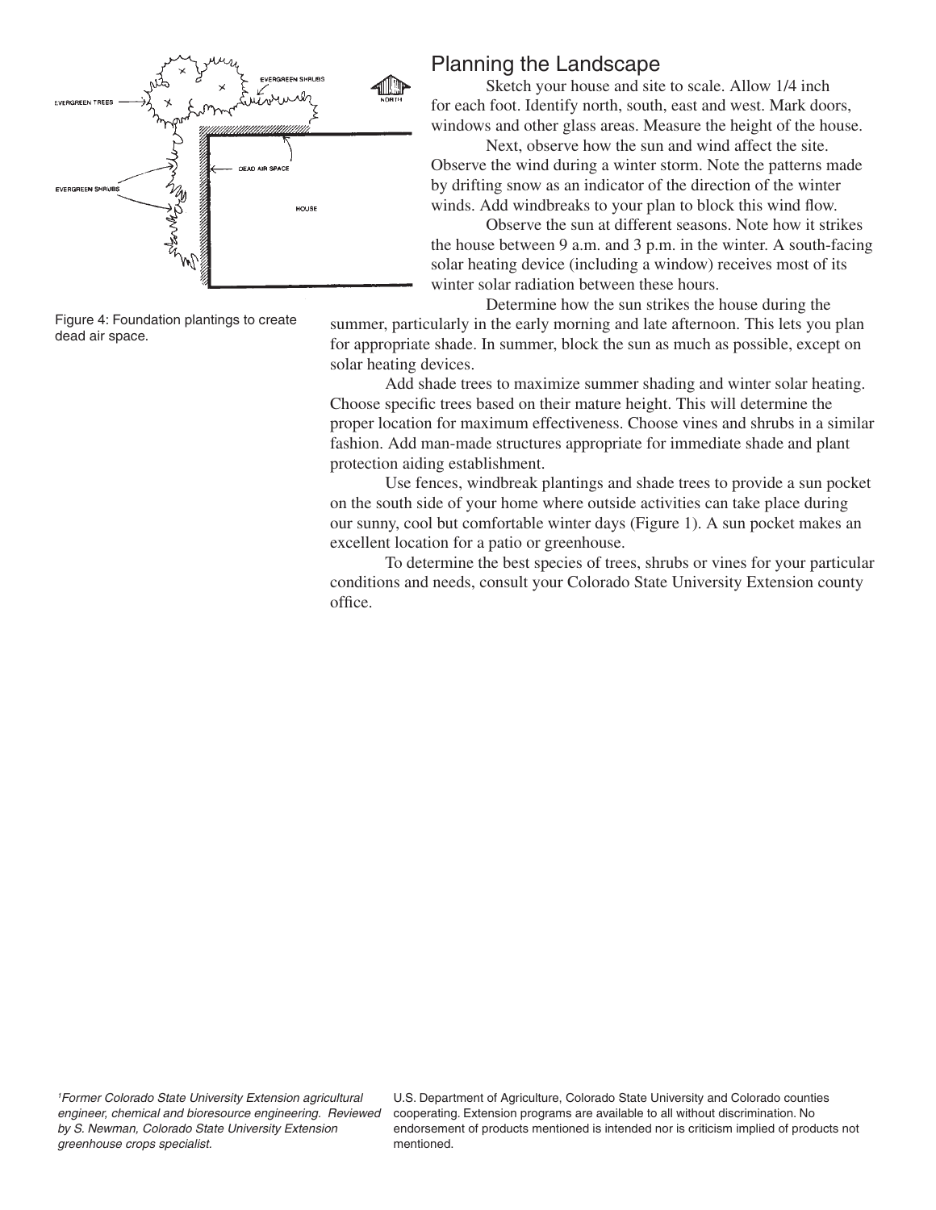EVERGREEN SHRUBS

NORTH

EVERGREEN TREES

DEAD AIR SPACE

EVERGREEN SHRUBS

HOUSE

Figure 4: Foundation plantings to create dead air space.

## Planning the Landscape

Sketch your house and site to scale. Allow 1/4 inch for each foot. Identify north, south, east and west. Mark doors, windows and other glass areas. Measure the height of the house.

Next, observe how the sun and wind affect the site. Observe the wind during a winter storm. Note the patterns made by drifting snow as an indicator of the direction of the winter winds. Add windbreaks to your plan to block this wind flow.

Observe the sun at different seasons. Note how it strikes the house between 9 a.m. and 3 p.m. in the winter. A south-facing solar heating device (including a window) receives most of its winter solar radiation between these hours.

Determine how the sun strikes the house during the summer, particularly in the early morning and late afternoon. This lets you plan for appropriate shade. In summer, block the sun as much as possible, except on solar heating devices.

Add shade trees to maximize summer shading and winter solar heating. Choose specific trees based on their mature height. This will determine the proper location for maximum effectiveness. Choose vines and shrubs in a similar fashion. Add man-made structures appropriate for immediate shade and plant protection aiding establishment.

Use fences, windbreak plantings and shade trees to provide a sun pocket on the south side of your home where outside activities can take place during our sunny, cool but comfortable winter days (Figure 1). A sun pocket makes an excellent location for a patio or greenhouse.

To determine the best species of trees, shrubs or vines for your particular conditions and needs, consult your Colorado State University Extension county office.

*[1]Former Colorado State University Extension agricultural engineer, chemical and bioresource engineering. Reviewed by S. Newman, Colorado State University Extension greenhouse crops specialist.*

U.S. Department of Agriculture, Colorado State University and Colorado counties cooperating. Extension programs are available to all without discrimination. No endorsement of products mentioned is intended nor is criticism implied of products not mentioned.